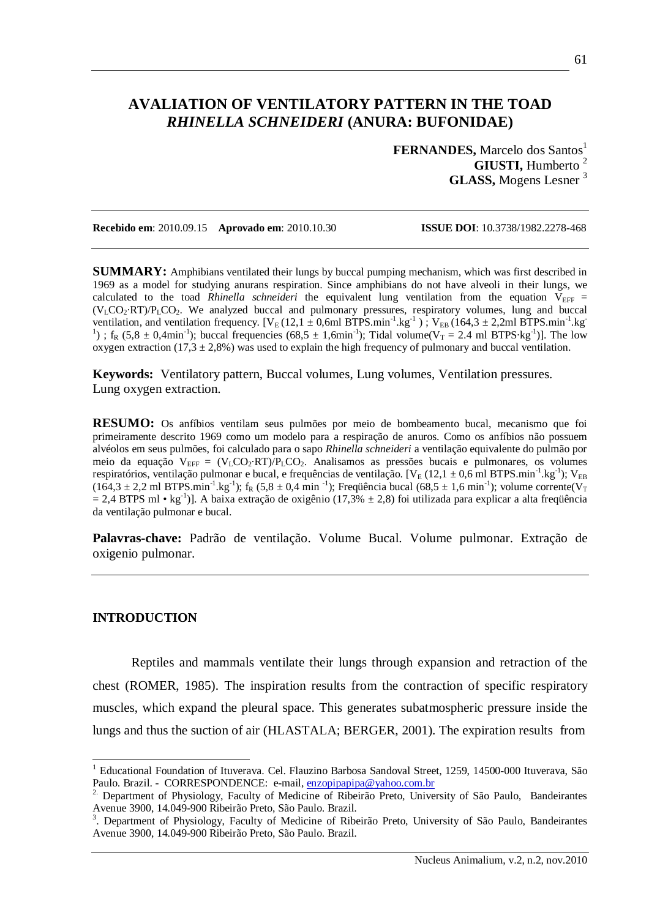# AVALIATION OF VENTILATORY PATTERN IN THE TOAD *RHINELLA SCHNEIDERI* (ANURA: BUFONIDAE)

**FERNANDES,** Marcelo dos Santos[1]
**GIUSTI,** Humberto [2]
**GLASS,** Mogens Lesner [3]

**Recebido em**: 2010.09.15 **Aprovado em**: 2010.10.30 **ISSUE DOI**: 10.3738/1982.2278-468

**SUMMARY:** Amphibians ventilated their lungs by buccal pumping mechanism, which was first described in 1969 as a model for studying anurans respiration. Since amphibians do not have alveoli in their lungs, we calculated to the toad *Rhinella schneideri* the equivalent lung ventilation from the equation $V_{EFF} = (V_LCO_2 \cdot RT)/P_LCO_2$. We analyzed buccal and pulmonary pressures, respiratory volumes, lung and buccal ventilation, and ventilation frequency. [$V_E$ (12,1 ± 0,6ml BTPS.min$^{-1}$.kg$^{-1}$) ; $V_{EB}$ (164,3 ± 2,2ml BTPS.min$^{-1}$.kg$^{-1}$) ; $f_R$ (5,8 ± 0,4min$^{-1}$); buccal frequencies (68,5 ± 1,6min$^{-1}$); Tidal volume($V_T$ = 2.4 ml BTPS·kg$^{-1}$)]. The low oxygen extraction (17,3 ± 2,8%) was used to explain the high frequency of pulmonary and buccal ventilation.

**Keywords:** Ventilatory pattern, Buccal volumes, Lung volumes, Ventilation pressures. Lung oxygen extraction.

**RESUMO:** Os anfíbios ventilam seus pulmões por meio de bombeamento bucal, mecanismo que foi primeiramente descrito 1969 como um modelo para a respiração de anuros. Como os anfíbios não possuem alvéolos em seus pulmões, foi calculado para o sapo *Rhinella schneideri* a ventilação equivalente do pulmão por meio da equação $V_{EFF} = (V_LCO_2 \cdot RT)/P_LCO_2$. Analisamos as pressões bucais e pulmonares, os volumes respiratórios, ventilação pulmonar e bucal, e frequências de ventilação. [$V_E$ (12,1 ± 0,6 ml BTPS.min$^{-1}$.kg$^{-1}$); $V_{EB}$ (164,3 ± 2,2 ml BTPS.min$^{-1}$.kg$^{-1}$); $f_R$ (5,8 ± 0,4 min $^{-1}$); Freqüência bucal (68,5 ± 1,6 min$^{-1}$); volume corrente($V_T$ = 2,4 BTPS ml • kg$^{-1}$)]. A baixa extração de oxigênio (17,3% ± 2,8) foi utilizada para explicar a alta freqüência da ventilação pulmonar e bucal.

**Palavras-chave:** Padrão de ventilação. Volume Bucal. Volume pulmonar. Extração de oxigenio pulmonar.

## INTRODUCTION

Reptiles and mammals ventilate their lungs through expansion and retraction of the chest (ROMER, 1985). The inspiration results from the contraction of specific respiratory muscles, which expand the pleural space. This generates subatmospheric pressure inside the lungs and thus the suction of air (HLASTALA; BERGER, 2001). The expiration results from

[1] Educational Foundation of Ituverava. Cel. Flauzino Barbosa Sandoval Street, 1259, 14500-000 Ituverava, São Paulo. Brazil. - CORRESPONDENCE: e-mail, enzopipapipa@yahoo.com.br

[2] Department of Physiology, Faculty of Medicine of Ribeirão Preto, University of São Paulo, Bandeirantes Avenue 3900, 14.049-900 Ribeirão Preto, São Paulo. Brazil.

[3] Department of Physiology, Faculty of Medicine of Ribeirão Preto, University of São Paulo, Bandeirantes Avenue 3900, 14.049-900 Ribeirão Preto, São Paulo. Brazil.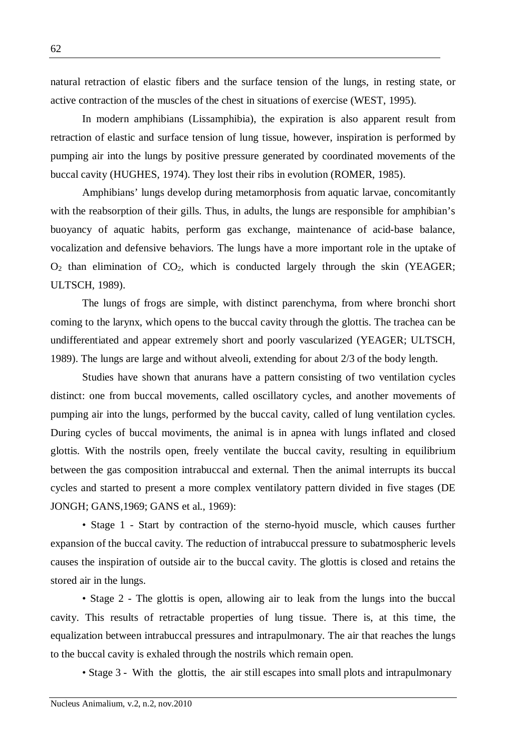natural retraction of elastic fibers and the surface tension of the lungs, in resting state, or active contraction of the muscles of the chest in situations of exercise (WEST, 1995).

In modern amphibians (Lissamphibia), the expiration is also apparent result from retraction of elastic and surface tension of lung tissue, however, inspiration is performed by pumping air into the lungs by positive pressure generated by coordinated movements of the buccal cavity (HUGHES, 1974). They lost their ribs in evolution (ROMER, 1985).

Amphibians' lungs develop during metamorphosis from aquatic larvae, concomitantly with the reabsorption of their gills. Thus, in adults, the lungs are responsible for amphibian's buoyancy of aquatic habits, perform gas exchange, maintenance of acid-base balance, vocalization and defensive behaviors. The lungs have a more important role in the uptake of $O_2$ than elimination of $CO_2$, which is conducted largely through the skin (YEAGER; ULTSCH, 1989).

The lungs of frogs are simple, with distinct parenchyma, from where bronchi short coming to the larynx, which opens to the buccal cavity through the glottis. The trachea can be undifferentiated and appear extremely short and poorly vascularized (YEAGER; ULTSCH, 1989). The lungs are large and without alveoli, extending for about 2/3 of the body length.

Studies have shown that anurans have a pattern consisting of two ventilation cycles distinct: one from buccal movements, called oscillatory cycles, and another movements of pumping air into the lungs, performed by the buccal cavity, called of lung ventilation cycles. During cycles of buccal moviments, the animal is in apnea with lungs inflated and closed glottis. With the nostrils open, freely ventilate the buccal cavity, resulting in equilibrium between the gas composition intrabuccal and external. Then the animal interrupts its buccal cycles and started to present a more complex ventilatory pattern divided in five stages (DE JONGH; GANS,1969; GANS et al., 1969):

• Stage 1 - Start by contraction of the sterno-hyoid muscle, which causes further expansion of the buccal cavity. The reduction of intrabuccal pressure to subatmospheric levels causes the inspiration of outside air to the buccal cavity. The glottis is closed and retains the stored air in the lungs.

• Stage 2 - The glottis is open, allowing air to leak from the lungs into the buccal cavity. This results of retractable properties of lung tissue. There is, at this time, the equalization between intrabuccal pressures and intrapulmonary. The air that reaches the lungs to the buccal cavity is exhaled through the nostrils which remain open.

• Stage 3 - With the glottis, the air still escapes into small plots and intrapulmonary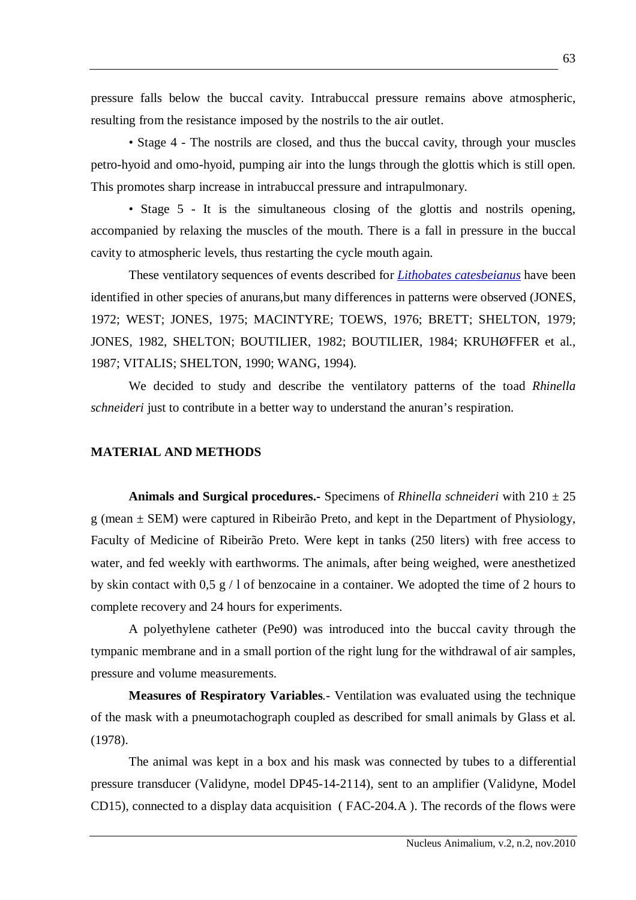pressure falls below the buccal cavity. Intrabuccal pressure remains above atmospheric, resulting from the resistance imposed by the nostrils to the air outlet.

• Stage 4 - The nostrils are closed, and thus the buccal cavity, through your muscles petro-hyoid and omo-hyoid, pumping air into the lungs through the glottis which is still open. This promotes sharp increase in intrabuccal pressure and intrapulmonary.

• Stage 5 - It is the simultaneous closing of the glottis and nostrils opening, accompanied by relaxing the muscles of the mouth. There is a fall in pressure in the buccal cavity to atmospheric levels, thus restarting the cycle mouth again.

These ventilatory sequences of events described for *Lithobates catesbeianus* have been identified in other species of anurans,but many differences in patterns were observed (JONES, 1972; WEST; JONES, 1975; MACINTYRE; TOEWS, 1976; BRETT; SHELTON, 1979; JONES, 1982, SHELTON; BOUTILIER, 1982; BOUTILIER, 1984; KRUHØFFER et al., 1987; VITALIS; SHELTON, 1990; WANG, 1994).

We decided to study and describe the ventilatory patterns of the toad *Rhinella schneideri* just to contribute in a better way to understand the anuran's respiration.

## MATERIAL AND METHODS

**Animals and Surgical procedures.-** Specimens of *Rhinella schneideri* with 210 ± 25 g (mean ± SEM) were captured in Ribeirão Preto, and kept in the Department of Physiology, Faculty of Medicine of Ribeirão Preto. Were kept in tanks (250 liters) with free access to water, and fed weekly with earthworms. The animals, after being weighed, were anesthetized by skin contact with 0,5 g / l of benzocaine in a container. We adopted the time of 2 hours to complete recovery and 24 hours for experiments.

A polyethylene catheter (Pe90) was introduced into the buccal cavity through the tympanic membrane and in a small portion of the right lung for the withdrawal of air samples, pressure and volume measurements.

**Measures of Respiratory Variables**.- Ventilation was evaluated using the technique of the mask with a pneumotachograph coupled as described for small animals by Glass et al. (1978).

The animal was kept in a box and his mask was connected by tubes to a differential pressure transducer (Validyne, model DP45-14-2114), sent to an amplifier (Validyne, Model CD15), connected to a display data acquisition ( FAC-204.A ). The records of the flows were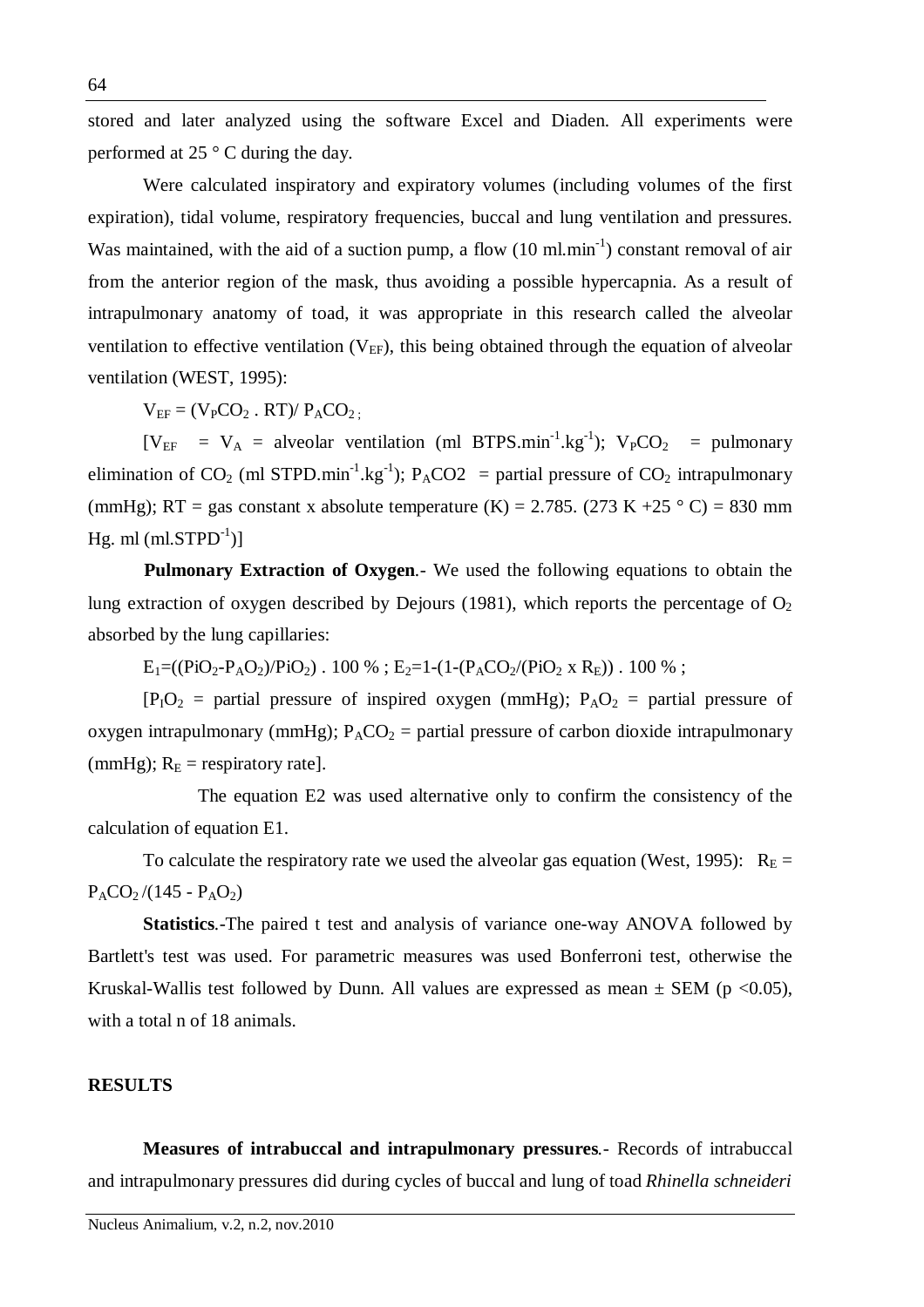stored and later analyzed using the software Excel and Diaden. All experiments were performed at 25 ° C during the day.

Were calculated inspiratory and expiratory volumes (including volumes of the first expiration), tidal volume, respiratory frequencies, buccal and lung ventilation and pressures. Was maintained, with the aid of a suction pump, a flow (10 $ml.min^{-1}$) constant removal of air from the anterior region of the mask, thus avoiding a possible hypercapnia. As a result of intrapulmonary anatomy of toad, it was appropriate in this research called the alveolar ventilation to effective ventilation ($V_{EF}$), this being obtained through the equation of alveolar ventilation (WEST, 1995):

$V_{EF} = (V_PCO_2 \,.\, RT)/ P_ACO_2$ ;

[$V_{EF}$ = $V_A$ = alveolar ventilation (ml $BTPS.min^{-1}.kg^{-1}$); $V_PCO_2$ = pulmonary elimination of $CO_2$ (ml $STPD.min^{-1}.kg^{-1}$); $P_ACO2$ = partial pressure of $CO_2$ intrapulmonary (mmHg); RT = gas constant x absolute temperature (K) = 2.785. (273 K +25 ° C) = 830 mm Hg. ml ($ml.STPD^{-1}$)]

**Pulmonary Extraction of Oxygen**.- We used the following equations to obtain the lung extraction of oxygen described by Dejours (1981), which reports the percentage of $O_2$ absorbed by the lung capillaries:

$E_1=((PiO_2-P_AO_2)/PiO_2) \,.\, 100\ \%$ ; $E_2=1-(1-(P_ACO_2/(PiO_2 \times R_E)) \,.\, 100\ \%$ ;

[$P_IO_2$ = partial pressure of inspired oxygen (mmHg); $P_AO_2$ = partial pressure of oxygen intrapulmonary (mmHg); $P_ACO_2$ = partial pressure of carbon dioxide intrapulmonary (mmHg); $R_E$ = respiratory rate].

The equation E2 was used alternative only to confirm the consistency of the calculation of equation E1.

To calculate the respiratory rate we used the alveolar gas equation (West, 1995): $R_E = P_ACO_2 /(145 - P_AO_2)$

**Statistics**.-The paired t test and analysis of variance one-way ANOVA followed by Bartlett's test was used. For parametric measures was used Bonferroni test, otherwise the Kruskal-Wallis test followed by Dunn. All values are expressed as mean ± SEM ($p < 0.05$), with a total n of 18 animals.

## RESULTS

**Measures of intrabuccal and intrapulmonary pressures**.- Records of intrabuccal and intrapulmonary pressures did during cycles of buccal and lung of toad *Rhinella schneideri*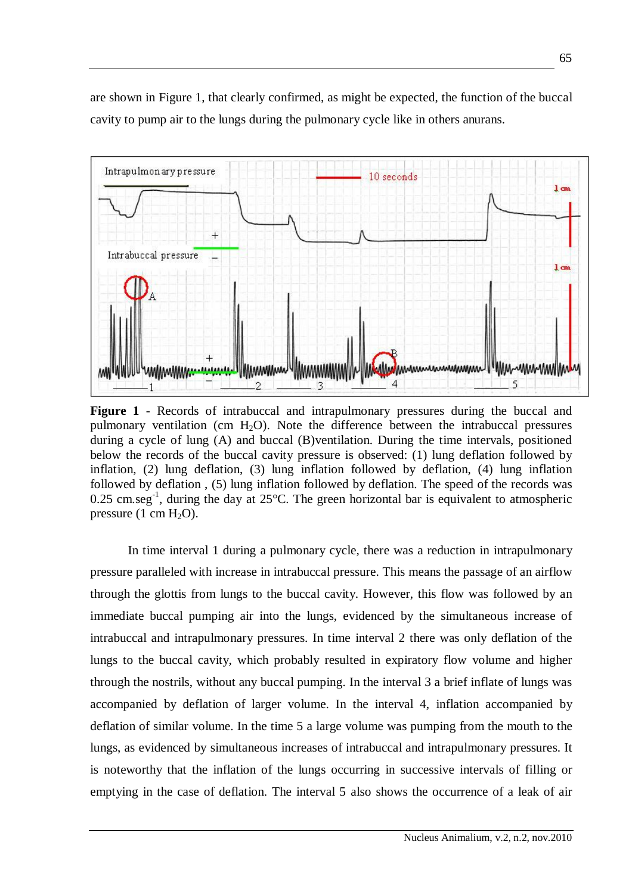are shown in Figure 1, that clearly confirmed, as might be expected, the function of the buccal cavity to pump air to the lungs during the pulmonary cycle like in others anurans.

**Figure 1** - Records of intrabuccal and intrapulmonary pressures during the buccal and pulmonary ventilation (cm $H_2O$). Note the difference between the intrabuccal pressures during a cycle of lung (A) and buccal (B)ventilation. During the time intervals, positioned below the records of the buccal cavity pressure is observed: (1) lung deflation followed by inflation, (2) lung deflation, (3) lung inflation followed by deflation, (4) lung inflation followed by deflation , (5) lung inflation followed by deflation. The speed of the records was 0.25 cm.seg$^{-1}$, during the day at 25°C. The green horizontal bar is equivalent to atmospheric pressure (1 cm $H_2O$).

In time interval 1 during a pulmonary cycle, there was a reduction in intrapulmonary pressure paralleled with increase in intrabuccal pressure. This means the passage of an airflow through the glottis from lungs to the buccal cavity. However, this flow was followed by an immediate buccal pumping air into the lungs, evidenced by the simultaneous increase of intrabuccal and intrapulmonary pressures. In time interval 2 there was only deflation of the lungs to the buccal cavity, which probably resulted in expiratory flow volume and higher through the nostrils, without any buccal pumping. In the interval 3 a brief inflate of lungs was accompanied by deflation of larger volume. In the interval 4, inflation accompanied by deflation of similar volume. In the time 5 a large volume was pumping from the mouth to the lungs, as evidenced by simultaneous increases of intrabuccal and intrapulmonary pressures. It is noteworthy that the inflation of the lungs occurring in successive intervals of filling or emptying in the case of deflation. The interval 5 also shows the occurrence of a leak of air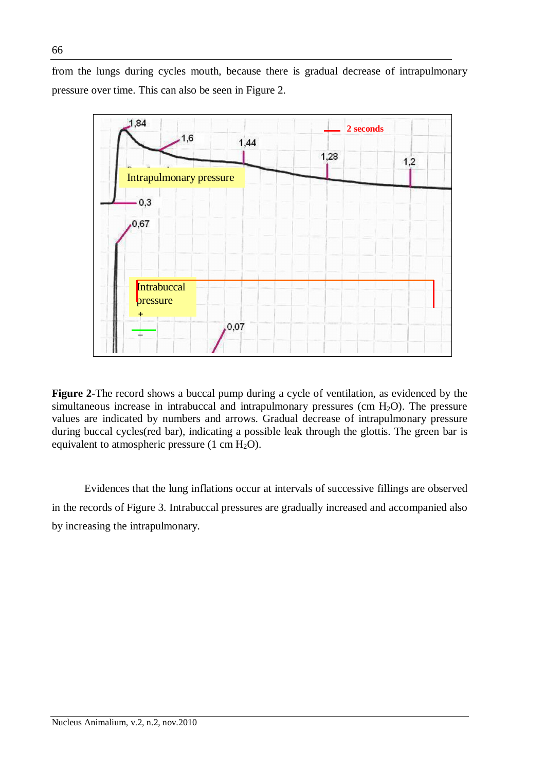from the lungs during cycles mouth, because there is gradual decrease of intrapulmonary pressure over time. This can also be seen in Figure 2.

**Figure 2**-The record shows a buccal pump during a cycle of ventilation, as evidenced by the simultaneous increase in intrabuccal and intrapulmonary pressures (cm $H_2O$). The pressure values are indicated by numbers and arrows. Gradual decrease of intrapulmonary pressure during buccal cycles(red bar), indicating a possible leak through the glottis. The green bar is equivalent to atmospheric pressure (1 cm $H_2O$).

Evidences that the lung inflations occur at intervals of successive fillings are observed in the records of Figure 3. Intrabuccal pressures are gradually increased and accompanied also by increasing the intrapulmonary.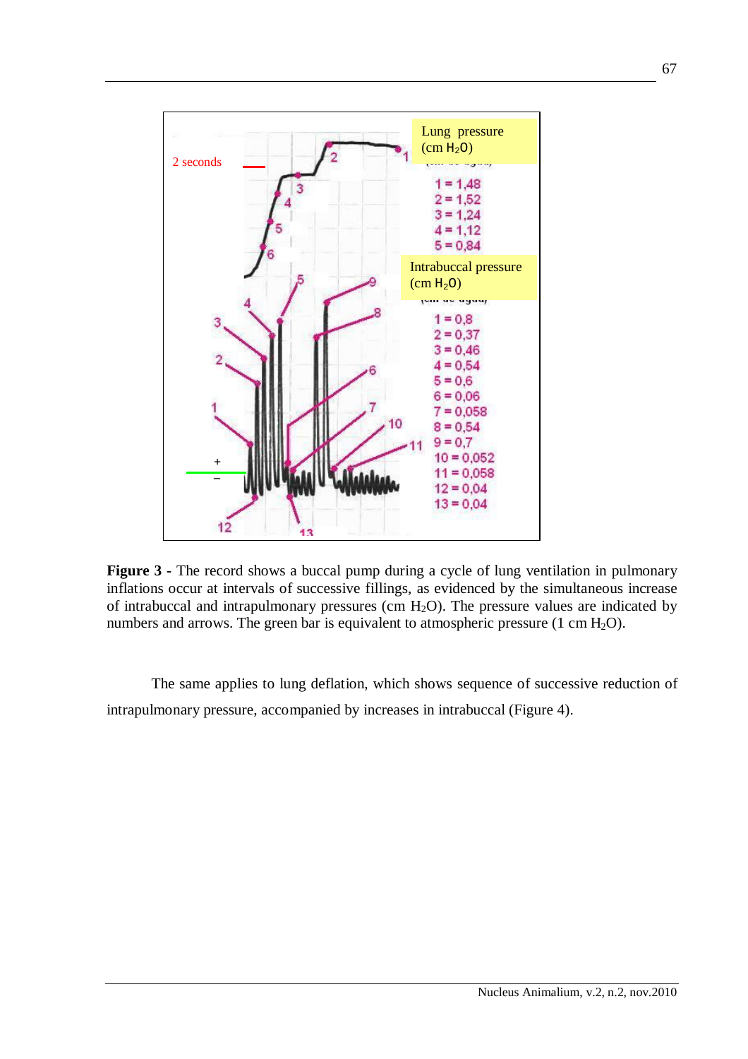**Figure 3 -** The record shows a buccal pump during a cycle of lung ventilation in pulmonary inflations occur at intervals of successive fillings, as evidenced by the simultaneous increase of intrabuccal and intrapulmonary pressures (cm $H_2O$). The pressure values are indicated by numbers and arrows. The green bar is equivalent to atmospheric pressure (1 cm $H_2O$).

The same applies to lung deflation, which shows sequence of successive reduction of intrapulmonary pressure, accompanied by increases in intrabuccal (Figure 4).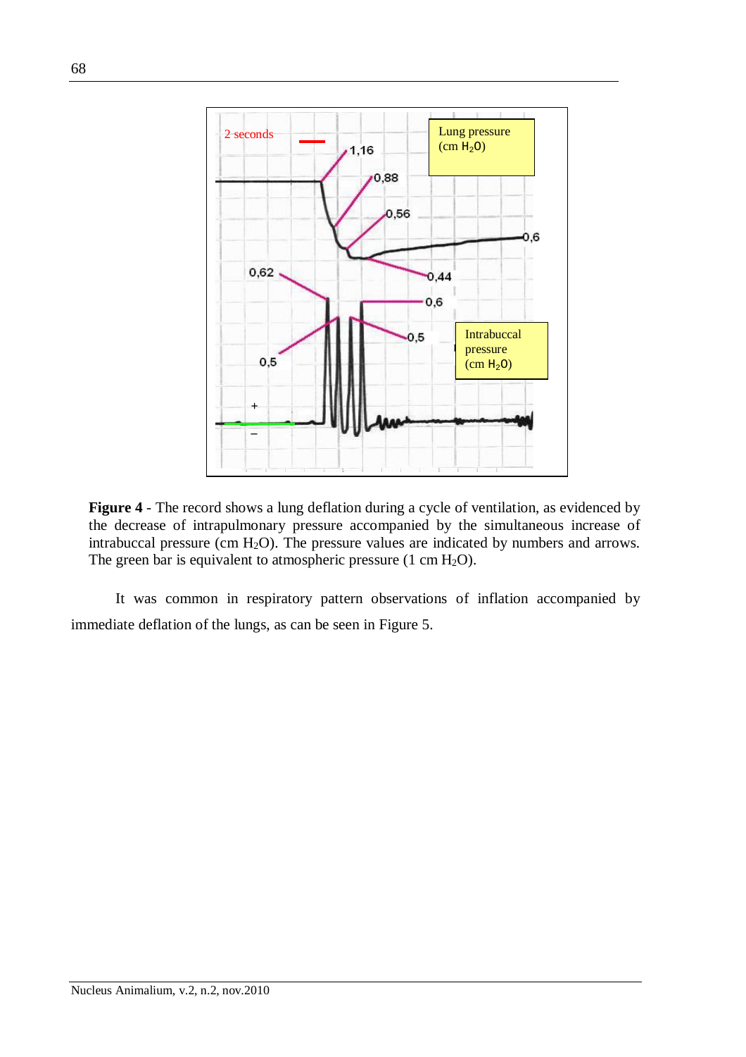**Figure 4** - The record shows a lung deflation during a cycle of ventilation, as evidenced by the decrease of intrapulmonary pressure accompanied by the simultaneous increase of intrabuccal pressure (cm $H_2O$). The pressure values are indicated by numbers and arrows. The green bar is equivalent to atmospheric pressure (1 cm $H_2O$).

It was common in respiratory pattern observations of inflation accompanied by immediate deflation of the lungs, as can be seen in Figure 5.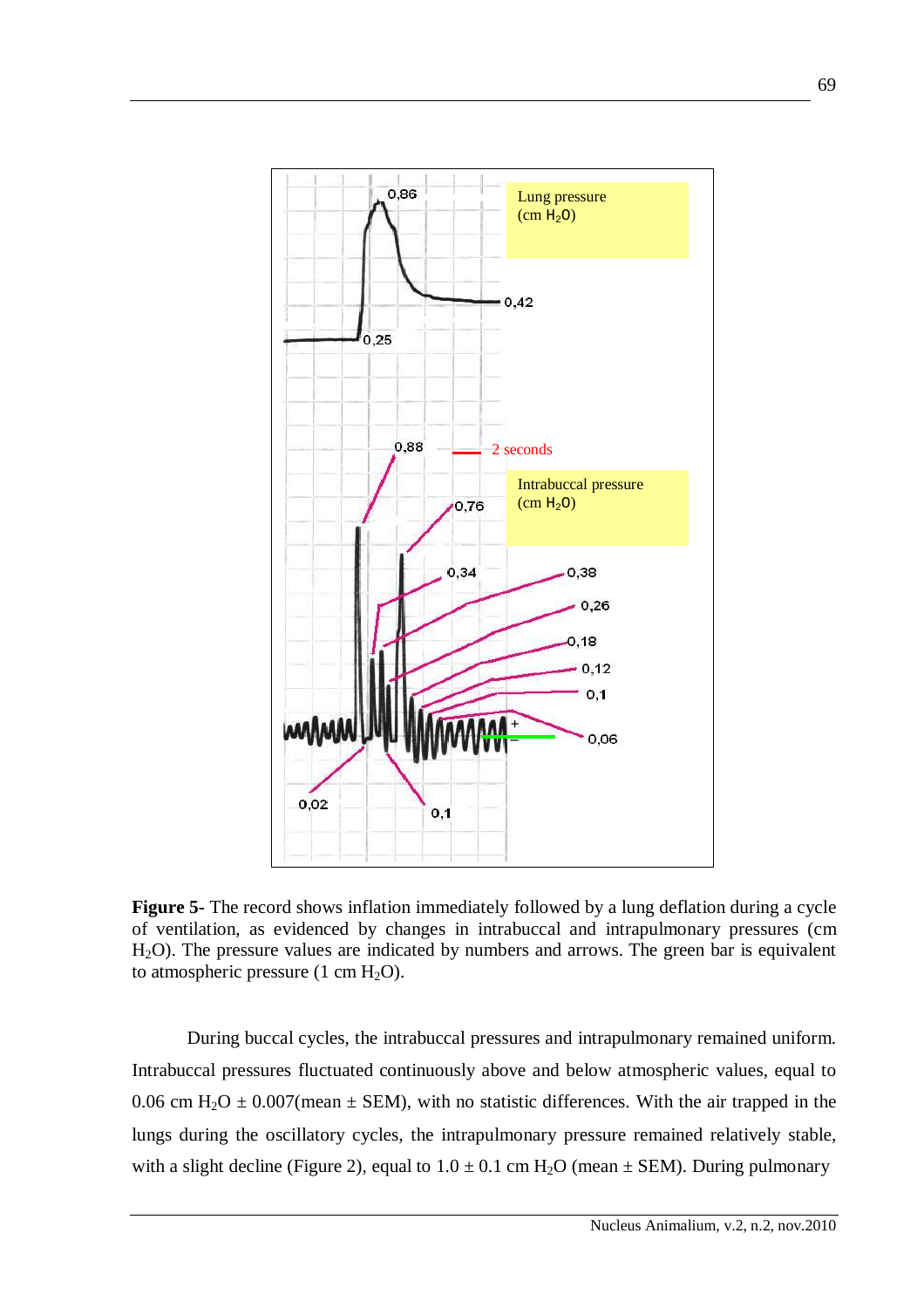**Figure 5-** The record shows inflation immediately followed by a lung deflation during a cycle of ventilation, as evidenced by changes in intrabuccal and intrapulmonary pressures (cm $H_2O$). The pressure values are indicated by numbers and arrows. The green bar is equivalent to atmospheric pressure (1 cm $H_2O$).

During buccal cycles, the intrabuccal pressures and intrapulmonary remained uniform. Intrabuccal pressures fluctuated continuously above and below atmospheric values, equal to 0.06 cm $H_2O$ ± 0.007(mean ± SEM), with no statistic differences. With the air trapped in the lungs during the oscillatory cycles, the intrapulmonary pressure remained relatively stable, with a slight decline (Figure 2), equal to 1.0 ± 0.1 cm $H_2O$ (mean ± SEM). During pulmonary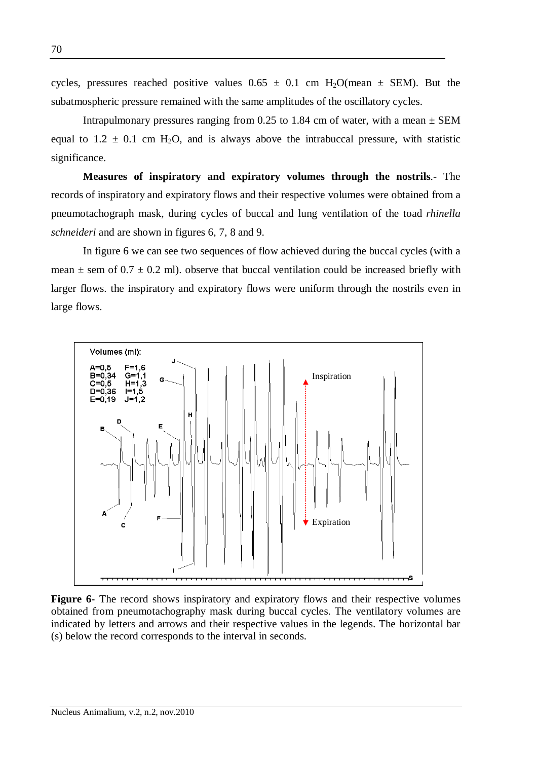cycles, pressures reached positive values $0.65 \pm 0.1$ cm $H_2O$(mean $\pm$ SEM). But the subatmospheric pressure remained with the same amplitudes of the oscillatory cycles.

Intrapulmonary pressures ranging from 0.25 to 1.84 cm of water, with a mean $\pm$ SEM equal to $1.2 \pm 0.1$ cm $H_2O$, and is always above the intrabuccal pressure, with statistic significance.

**Measures of inspiratory and expiratory volumes through the nostrils**.- The records of inspiratory and expiratory flows and their respective volumes were obtained from a pneumotachograph mask, during cycles of buccal and lung ventilation of the toad *rhinella schneideri* and are shown in figures 6, 7, 8 and 9.

In figure 6 we can see two sequences of flow achieved during the buccal cycles (with a mean $\pm$ sem of $0.7 \pm 0.2$ ml). observe that buccal ventilation could be increased briefly with larger flows. the inspiratory and expiratory flows were uniform through the nostrils even in large flows.

**Figure 6-** The record shows inspiratory and expiratory flows and their respective volumes obtained from pneumotachography mask during buccal cycles. The ventilatory volumes are indicated by letters and arrows and their respective values in the legends. The horizontal bar (s) below the record corresponds to the interval in seconds.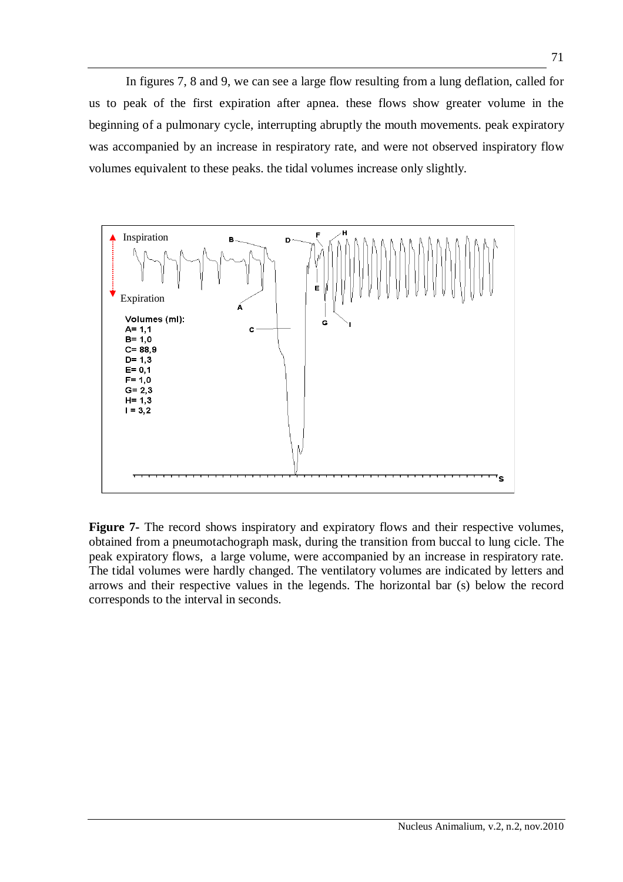In figures 7, 8 and 9, we can see a large flow resulting from a lung deflation, called for us to peak of the first expiration after apnea. these flows show greater volume in the beginning of a pulmonary cycle, interrupting abruptly the mouth movements. peak expiratory was accompanied by an increase in respiratory rate, and were not observed inspiratory flow volumes equivalent to these peaks. the tidal volumes increase only slightly.

**Figure 7-** The record shows inspiratory and expiratory flows and their respective volumes, obtained from a pneumotachograph mask, during the transition from buccal to lung cicle. The peak expiratory flows, a large volume, were accompanied by an increase in respiratory rate. The tidal volumes were hardly changed. The ventilatory volumes are indicated by letters and arrows and their respective values in the legends. The horizontal bar (s) below the record corresponds to the interval in seconds.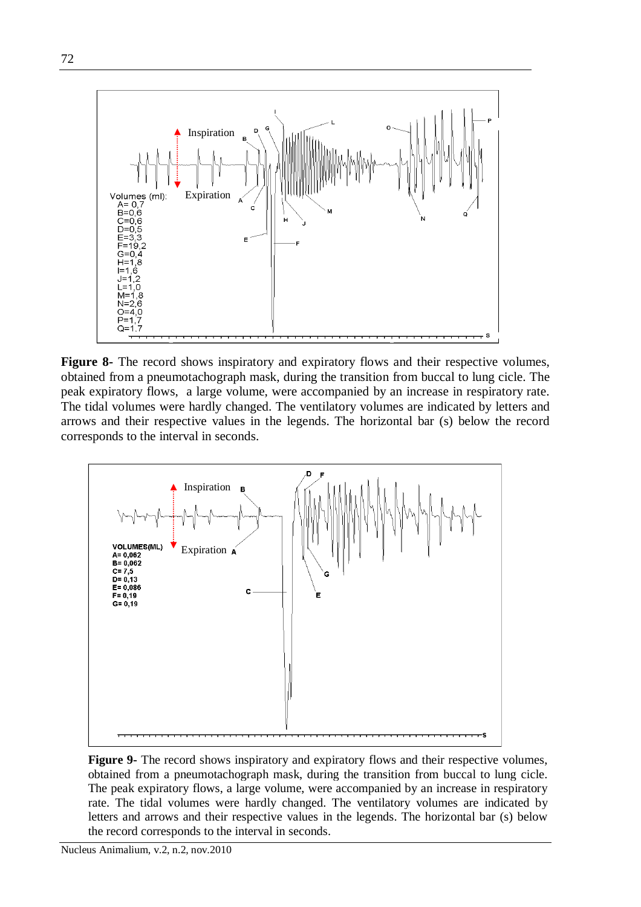Volumes (ml):
A= 0,7
B=0,6
C=0,6
D=0,5
E=3,3
F=19,2
G=0,4
H=1,8
I=1,6
J=1,2
L=1,0
M=1,8
N=2,6
O=4,0
P=1,7
Q=1.7

**Figure 8**- The record shows inspiratory and expiratory flows and their respective volumes, obtained from a pneumotachograph mask, during the transition from buccal to lung cicle. The peak expiratory flows, a large volume, were accompanied by an increase in respiratory rate. The tidal volumes were hardly changed. The ventilatory volumes are indicated by letters and arrows and their respective values in the legends. The horizontal bar (s) below the record corresponds to the interval in seconds.

VOLUMES(ML)
A= 0,062
B= 0,062
C= 7,5
D= 0,13
E= 0,086
F= 0,19
G= 0,19

**Figure 9**- The record shows inspiratory and expiratory flows and their respective volumes, obtained from a pneumotachograph mask, during the transition from buccal to lung cicle. The peak expiratory flows, a large volume, were accompanied by an increase in respiratory rate. The tidal volumes were hardly changed. The ventilatory volumes are indicated by letters and arrows and their respective values in the legends. The horizontal bar (s) below the record corresponds to the interval in seconds.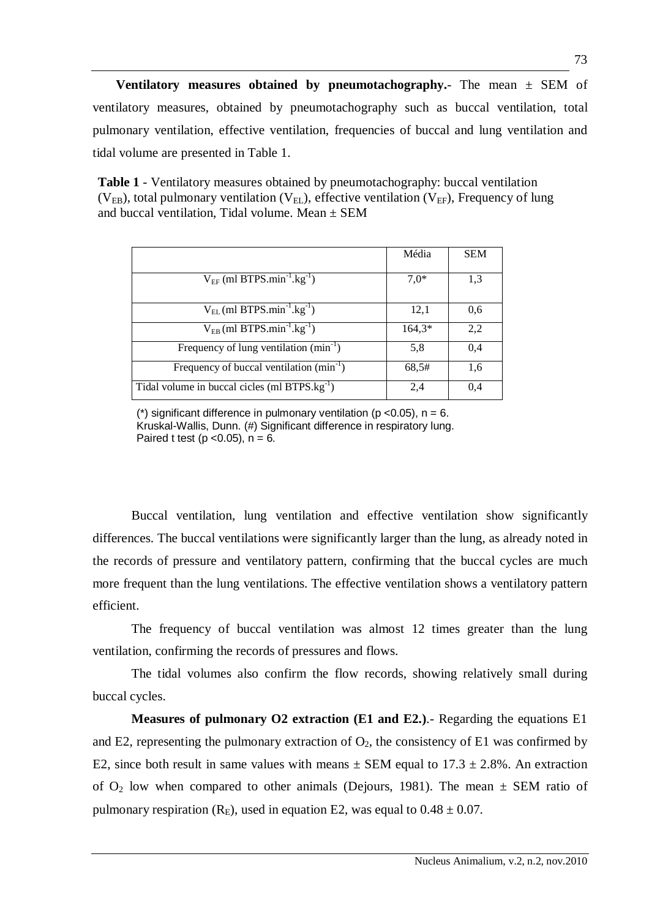**Ventilatory measures obtained by pneumotachography.**- The mean ± SEM of ventilatory measures, obtained by pneumotachography such as buccal ventilation, total pulmonary ventilation, effective ventilation, frequencies of buccal and lung ventilation and tidal volume are presented in Table 1.

**Table 1** - Ventilatory measures obtained by pneumotachography: buccal ventilation ($V_{EB}$), total pulmonary ventilation ($V_{EL}$), effective ventilation ($V_{EF}$), Frequency of lung and buccal ventilation, Tidal volume. Mean ± SEM

| | Média | SEM |
|---|---|---|
| $V_{EF}$ (ml BTPS.min$^{-1}$.kg$^{-1}$) | 7,0* | 1,3 |
| $V_{EL}$ (ml BTPS.min$^{-1}$.kg$^{-1}$) | 12,1 | 0,6 |
| $V_{EB}$ (ml BTPS.min$^{-1}$.kg$^{-1}$) | 164,3* | 2,2 |
| Frequency of lung ventilation (min$^{-1}$) | 5,8 | 0,4 |
| Frequency of buccal ventilation (min$^{-1}$) | 68,5# | 1,6 |
| Tidal volume in buccal cicles (ml BTPS.kg$^{-1}$) | 2,4 | 0,4 |

(*) significant difference in pulmonary ventilation ($p < 0.05$), n = 6. Kruskal-Wallis, Dunn. (#) Significant difference in respiratory lung. Paired t test ($p < 0.05$), n = 6.

Buccal ventilation, lung ventilation and effective ventilation show significantly differences. The buccal ventilations were significantly larger than the lung, as already noted in the records of pressure and ventilatory pattern, confirming that the buccal cycles are much more frequent than the lung ventilations. The effective ventilation shows a ventilatory pattern efficient.

The frequency of buccal ventilation was almost 12 times greater than the lung ventilation, confirming the records of pressures and flows.

The tidal volumes also confirm the flow records, showing relatively small during buccal cycles.

**Measures of pulmonary O2 extraction (E1 and E2.)**.- Regarding the equations E1 and E2, representing the pulmonary extraction of $O_2$, the consistency of E1 was confirmed by E2, since both result in same values with means ± SEM equal to 17.3 ± 2.8%. An extraction of $O_2$ low when compared to other animals (Dejours, 1981). The mean ± SEM ratio of pulmonary respiration ($R_E$), used in equation E2, was equal to 0.48 ± 0.07.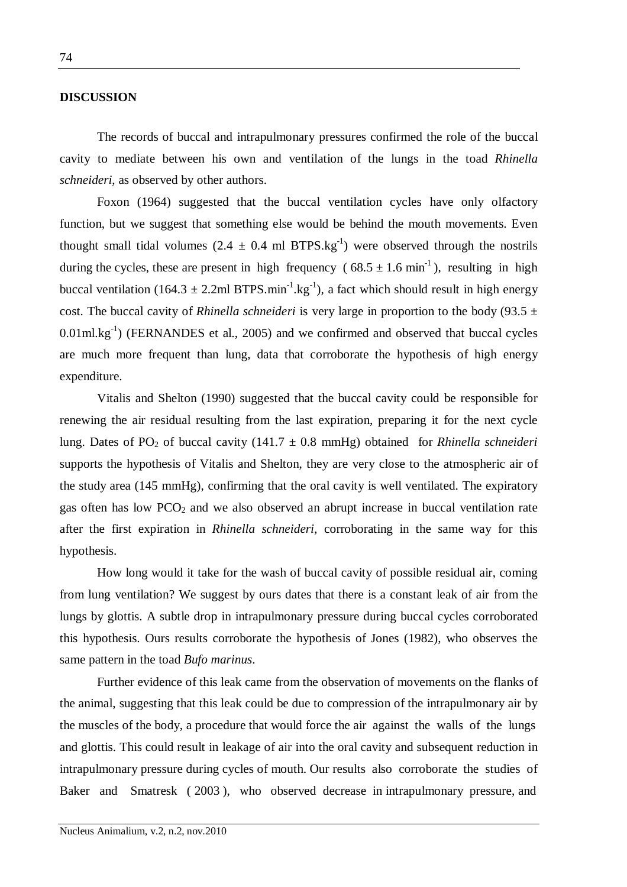## DISCUSSION

The records of buccal and intrapulmonary pressures confirmed the role of the buccal cavity to mediate between his own and ventilation of the lungs in the toad *Rhinella schneideri*, as observed by other authors.

Foxon (1964) suggested that the buccal ventilation cycles have only olfactory function, but we suggest that something else would be behind the mouth movements. Even thought small tidal volumes ($2.4 \pm 0.4$ ml BTPS.kg$^{-1}$) were observed through the nostrils during the cycles, these are present in high frequency ( $68.5 \pm 1.6$ min$^{-1}$ ), resulting in high buccal ventilation ($164.3 \pm 2.2$ml BTPS.min$^{-1}$.kg$^{-1}$), a fact which should result in high energy cost. The buccal cavity of *Rhinella schneideri* is very large in proportion to the body ($93.5 \pm 0.01$ml.kg$^{-1}$) (FERNANDES et al., 2005) and we confirmed and observed that buccal cycles are much more frequent than lung, data that corroborate the hypothesis of high energy expenditure.

Vitalis and Shelton (1990) suggested that the buccal cavity could be responsible for renewing the air residual resulting from the last expiration, preparing it for the next cycle lung. Dates of $PO_2$ of buccal cavity ($141.7 \pm 0.8$ mmHg) obtained for *Rhinella schneideri* supports the hypothesis of Vitalis and Shelton, they are very close to the atmospheric air of the study area (145 mmHg), confirming that the oral cavity is well ventilated. The expiratory gas often has low $PCO_2$ and we also observed an abrupt increase in buccal ventilation rate after the first expiration in *Rhinella schneideri*, corroborating in the same way for this hypothesis.

How long would it take for the wash of buccal cavity of possible residual air, coming from lung ventilation? We suggest by ours dates that there is a constant leak of air from the lungs by glottis. A subtle drop in intrapulmonary pressure during buccal cycles corroborated this hypothesis. Ours results corroborate the hypothesis of Jones (1982), who observes the same pattern in the toad *Bufo marinus*.

Further evidence of this leak came from the observation of movements on the flanks of the animal, suggesting that this leak could be due to compression of the intrapulmonary air by the muscles of the body, a procedure that would force the air against the walls of the lungs and glottis. This could result in leakage of air into the oral cavity and subsequent reduction in intrapulmonary pressure during cycles of mouth. Our results also corroborate the studies of Baker and Smatresk ( 2003 ), who observed decrease in intrapulmonary pressure, and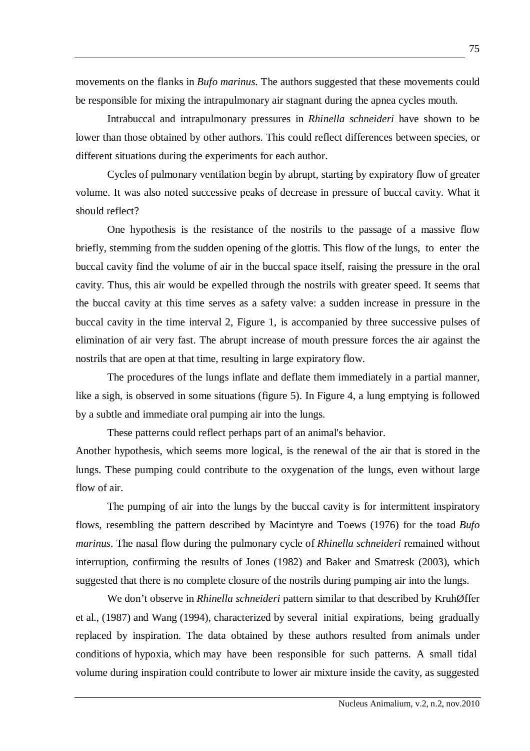movements on the flanks in *Bufo marinus*. The authors suggested that these movements could be responsible for mixing the intrapulmonary air stagnant during the apnea cycles mouth.

Intrabuccal and intrapulmonary pressures in *Rhinella schneideri* have shown to be lower than those obtained by other authors. This could reflect differences between species, or different situations during the experiments for each author.

Cycles of pulmonary ventilation begin by abrupt, starting by expiratory flow of greater volume. It was also noted successive peaks of decrease in pressure of buccal cavity. What it should reflect?

One hypothesis is the resistance of the nostrils to the passage of a massive flow briefly, stemming from the sudden opening of the glottis. This flow of the lungs, to enter the buccal cavity find the volume of air in the buccal space itself, raising the pressure in the oral cavity. Thus, this air would be expelled through the nostrils with greater speed. It seems that the buccal cavity at this time serves as a safety valve: a sudden increase in pressure in the buccal cavity in the time interval 2, Figure 1, is accompanied by three successive pulses of elimination of air very fast. The abrupt increase of mouth pressure forces the air against the nostrils that are open at that time, resulting in large expiratory flow.

The procedures of the lungs inflate and deflate them immediately in a partial manner, like a sigh, is observed in some situations (figure 5). In Figure 4, a lung emptying is followed by a subtle and immediate oral pumping air into the lungs.

These patterns could reflect perhaps part of an animal's behavior.

Another hypothesis, which seems more logical, is the renewal of the air that is stored in the lungs. These pumping could contribute to the oxygenation of the lungs, even without large flow of air.

The pumping of air into the lungs by the buccal cavity is for intermittent inspiratory flows, resembling the pattern described by Macintyre and Toews (1976) for the toad *Bufo marinus*. The nasal flow during the pulmonary cycle of *Rhinella schneideri* remained without interruption, confirming the results of Jones (1982) and Baker and Smatresk (2003), which suggested that there is no complete closure of the nostrils during pumping air into the lungs.

We don't observe in *Rhinella schneideri* pattern similar to that described by KruhØffer et al., (1987) and Wang (1994), characterized by several initial expirations, being gradually replaced by inspiration. The data obtained by these authors resulted from animals under conditions of hypoxia, which may have been responsible for such patterns. A small tidal volume during inspiration could contribute to lower air mixture inside the cavity, as suggested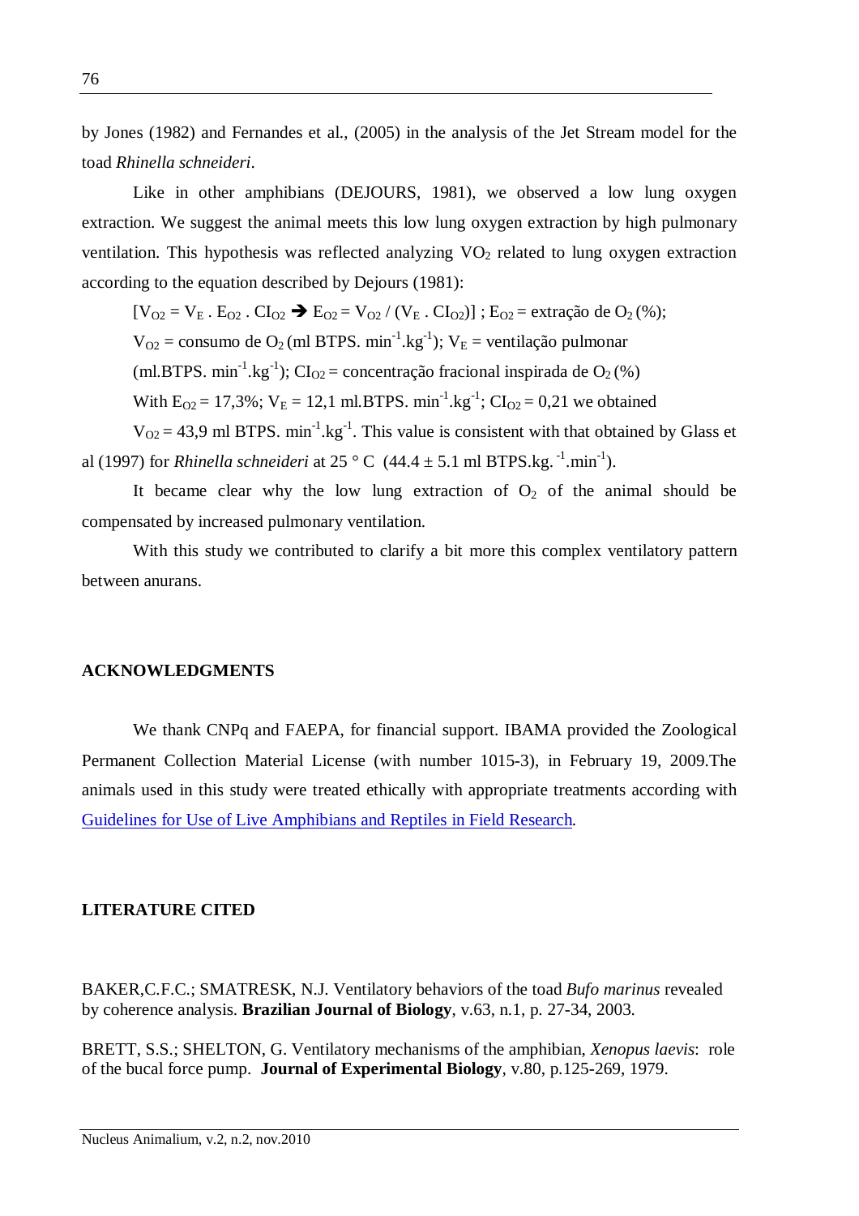by Jones (1982) and Fernandes et al., (2005) in the analysis of the Jet Stream model for the toad *Rhinella schneideri*.

Like in other amphibians (DEJOURS, 1981), we observed a low lung oxygen extraction. We suggest the animal meets this low lung oxygen extraction by high pulmonary ventilation. This hypothesis was reflected analyzing $VO_2$ related to lung oxygen extraction according to the equation described by Dejours (1981):

$[V_{O2} = V_E \, . \, E_{O2} \, . \, CI_{O2} \rightarrow E_{O2} = V_{O2} / (V_E \, . \, CI_{O2})]$ ; $E_{O2}$ = extração de $O_2$ (%);

$V_{O2}$ = consumo de $O_2$ (ml BTPS. $min^{-1}.kg^{-1}$); $V_E$ = ventilação pulmonar (ml.BTPS. $min^{-1}.kg^{-1}$); $CI_{O2}$ = concentração fracional inspirada de $O_2$ (%)

With $E_{O2}$ = 17,3%; $V_E$ = 12,1 ml.BTPS. $min^{-1}.kg^{-1}$; $CI_{O2}$ = 0,21 we obtained

$V_{O2}$ = 43,9 ml BTPS. $min^{-1}.kg^{-1}$. This value is consistent with that obtained by Glass et al (1997) for *Rhinella schneideri* at 25 ° C (44.4 ± 5.1 ml BTPS.kg. $^{-1}$.$min^{-1}$).

It became clear why the low lung extraction of $O_2$ of the animal should be compensated by increased pulmonary ventilation.

With this study we contributed to clarify a bit more this complex ventilatory pattern between anurans.

## ACKNOWLEDGMENTS

We thank CNPq and FAEPA, for financial support. IBAMA provided the Zoological Permanent Collection Material License (with number 1015-3), in February 19, 2009.The animals used in this study were treated ethically with appropriate treatments according with Guidelines for Use of Live Amphibians and Reptiles in Field Research.

## LITERATURE CITED

BAKER,C.F.C.; SMATRESK, N.J. Ventilatory behaviors of the toad *Bufo marinus* revealed by coherence analysis. **Brazilian Journal of Biology**, v.63, n.1, p. 27-34, 2003.

BRETT, S.S.; SHELTON, G. Ventilatory mechanisms of the amphibian, *Xenopus laevis*: role of the bucal force pump. **Journal of Experimental Biology**, v.80, p.125-269, 1979.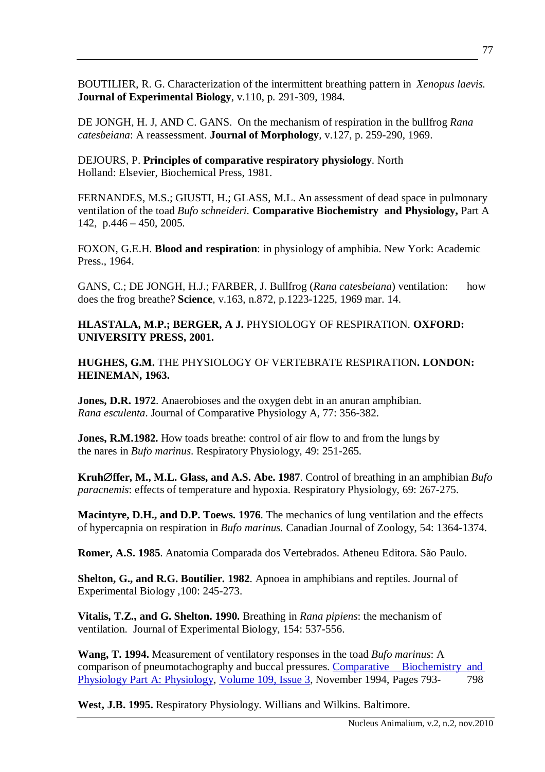BOUTILIER, R. G. Characterization of the intermittent breathing pattern in *Xenopus laevis.* **Journal of Experimental Biology**, v.110, p. 291-309, 1984.

DE JONGH, H. J, AND C. GANS. On the mechanism of respiration in the bullfrog *Rana catesbeiana*: A reassessment. **Journal of Morphology**, v.127, p. 259-290, 1969.

DEJOURS, P. **Principles of comparative respiratory physiology**. North Holland: Elsevier, Biochemical Press, 1981.

FERNANDES, M.S.; GIUSTI, H.; GLASS, M.L. An assessment of dead space in pulmonary ventilation of the toad *Bufo schneideri.* **Comparative Biochemistry and Physiology,** Part A 142, p.446 – 450, 2005.

FOXON, G.E.H. **Blood and respiration**: in physiology of amphibia. New York: Academic Press., 1964.

GANS, C.; DE JONGH, H.J.; FARBER, J. Bullfrog (*Rana catesbeiana*) ventilation: how does the frog breathe? **Science**, v.163, n.872, p.1223-1225, 1969 mar. 14.

**HLASTALA, M.P.; BERGER, A J.** PHYSIOLOGY OF RESPIRATION. **OXFORD: UNIVERSITY PRESS, 2001.**

**HUGHES, G.M.** THE PHYSIOLOGY OF VERTEBRATE RESPIRATION**. LONDON: HEINEMAN, 1963.**

**Jones, D.R. 1972**. Anaerobioses and the oxygen debt in an anuran amphibian. *Rana esculenta*. Journal of Comparative Physiology A, 77: 356-382.

**Jones, R.M.1982.** How toads breathe: control of air flow to and from the lungs by the nares in *Bufo marinus*. Respiratory Physiology, 49: 251-265.

**Kruh∅ffer, M., M.L. Glass, and A.S. Abe. 1987**. Control of breathing in an amphibian *Bufo paracnemis*: effects of temperature and hypoxia. Respiratory Physiology, 69: 267-275.

**Macintyre, D.H., and D.P. Toews. 1976**. The mechanics of lung ventilation and the effects of hypercapnia on respiration in *Bufo marinus.* Canadian Journal of Zoology, 54: 1364-1374.

**Romer, A.S. 1985**. Anatomia Comparada dos Vertebrados. Atheneu Editora. São Paulo.

**Shelton, G., and R.G. Boutilier. 1982**. Apnoea in amphibians and reptiles. Journal of Experimental Biology ,100: 245-273.

**Vitalis, T.Z., and G. Shelton. 1990.** Breathing in *Rana pipiens*: the mechanism of ventilation. Journal of Experimental Biology, 154: 537-556.

**Wang, T. 1994.** Measurement of ventilatory responses in the toad *Bufo marinus*: A comparison of pneumotachography and buccal pressures. Comparative Biochemistry and Physiology Part A: Physiology, Volume 109, Issue 3, November 1994, Pages 793- 798

**West, J.B. 1995.** Respiratory Physiology. Willians and Wilkins. Baltimore.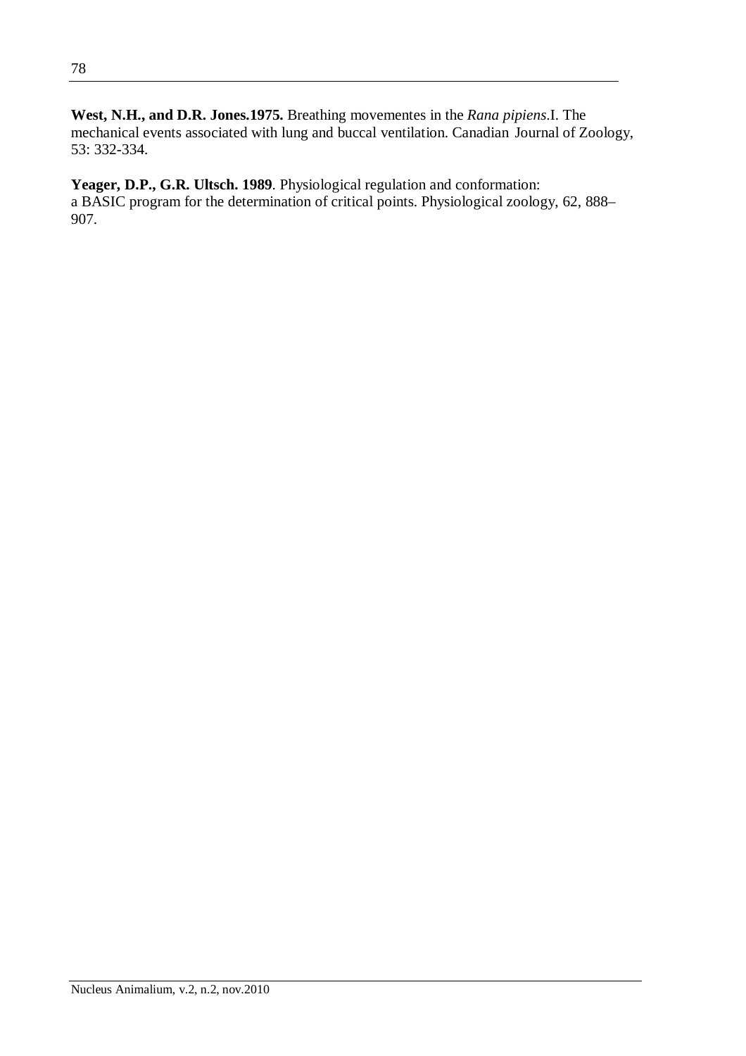**West, N.H., and D.R. Jones.1975.** Breathing movementes in the *Rana pipiens*.I. The mechanical events associated with lung and buccal ventilation. Canadian Journal of Zoology, 53: 332-334.

**Yeager, D.P., G.R. Ultsch. 1989**. Physiological regulation and conformation: a BASIC program for the determination of critical points. Physiological zoology, 62, 888–907.